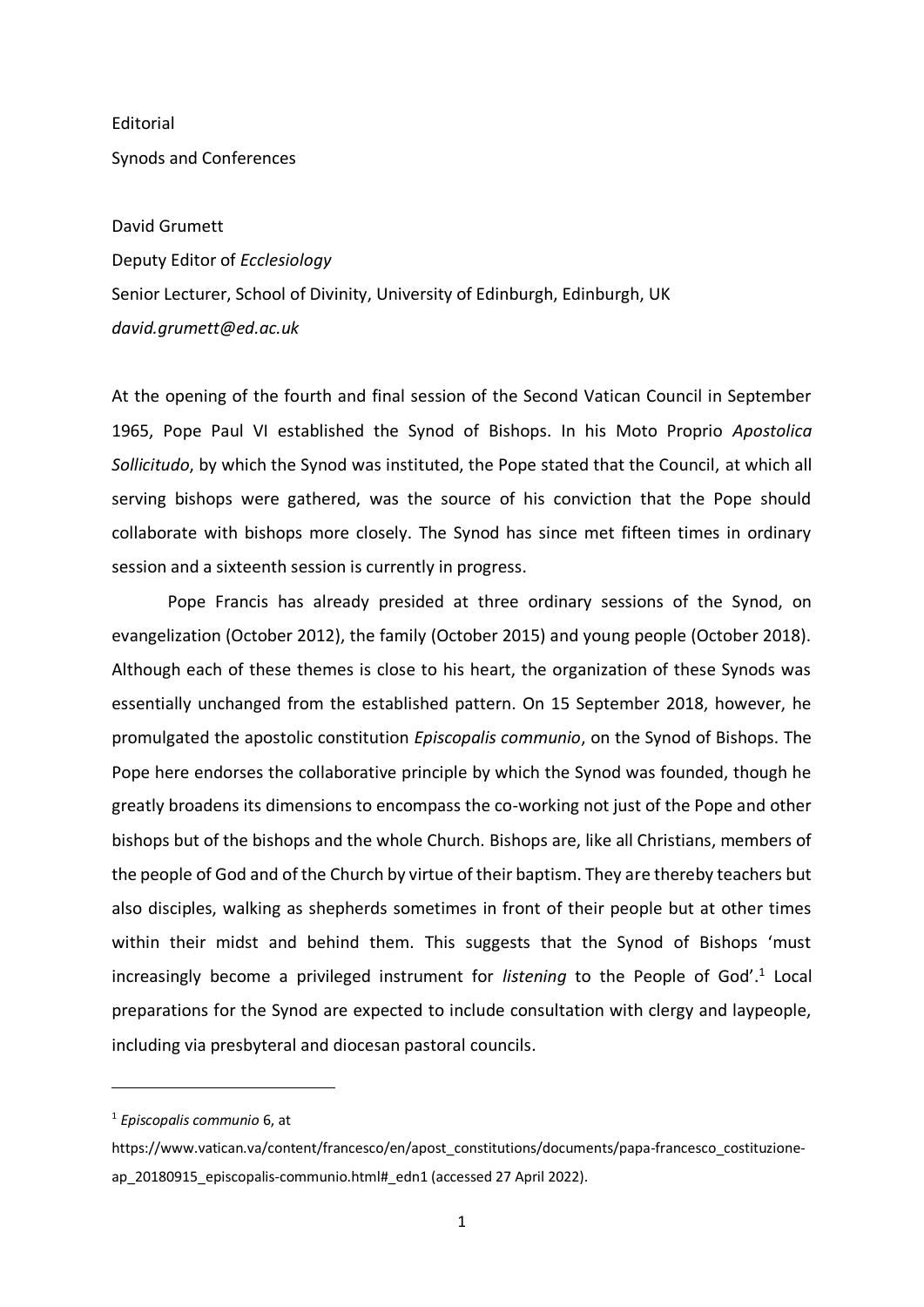Editorial

# Synods and Conferences

David Grumett

Deputy Editor of *Ecclesiology*

Senior Lecturer, School of Divinity, University of Edinburgh, Edinburgh, UK

*david.grumett@ed.ac.uk*

At the opening of the fourth and final session of the Second Vatican Council in September 1965, Pope Paul VI established the Synod of Bishops. In his Moto Proprio *Apostolica Sollicitudo*, by which the Synod was instituted, the Pope stated that the Council, at which all serving bishops were gathered, was the source of his conviction that the Pope should collaborate with bishops more closely. The Synod has since met fifteen times in ordinary session and a sixteenth session is currently in progress.

Pope Francis has already presided at three ordinary sessions of the Synod, on evangelization (October 2012), the family (October 2015) and young people (October 2018). Although each of these themes is close to his heart, the organization of these Synods was essentially unchanged from the established pattern. On 15 September 2018, however, he promulgated the apostolic constitution *Episcopalis communio*, on the Synod of Bishops. The Pope here endorses the collaborative principle by which the Synod was founded, though he greatly broadens its dimensions to encompass the co-working not just of the Pope and other bishops but of the bishops and the whole Church. Bishops are, like all Christians, members of the people of God and of the Church by virtue of their baptism. They are thereby teachers but also disciples, walking as shepherds sometimes in front of their people but at other times within their midst and behind them. This suggests that the Synod of Bishops 'must increasingly become a privileged instrument for *listening* to the People of God'.[1] Local preparations for the Synod are expected to include consultation with clergy and laypeople, including via presbyteral and diocesan pastoral councils.

---

[1] *Episcopalis communio* 6, at https://www.vatican.va/content/francesco/en/apost_constitutions/documents/papa-francesco_costituzione-ap_20180915_episcopalis-communio.html#_edn1 (accessed 27 April 2022).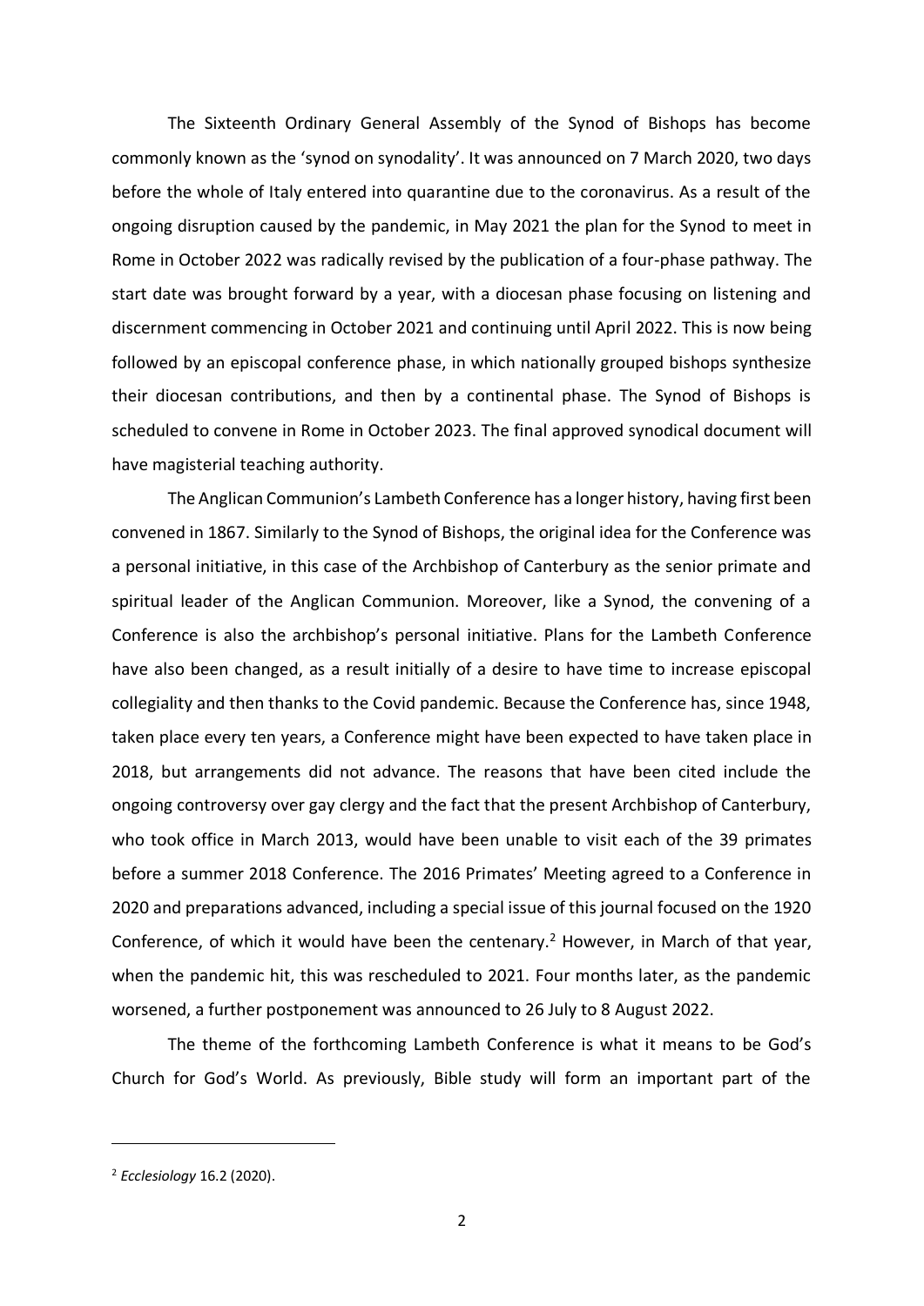The Sixteenth Ordinary General Assembly of the Synod of Bishops has become commonly known as the 'synod on synodality'. It was announced on 7 March 2020, two days before the whole of Italy entered into quarantine due to the coronavirus. As a result of the ongoing disruption caused by the pandemic, in May 2021 the plan for the Synod to meet in Rome in October 2022 was radically revised by the publication of a four-phase pathway. The start date was brought forward by a year, with a diocesan phase focusing on listening and discernment commencing in October 2021 and continuing until April 2022. This is now being followed by an episcopal conference phase, in which nationally grouped bishops synthesize their diocesan contributions, and then by a continental phase. The Synod of Bishops is scheduled to convene in Rome in October 2023. The final approved synodical document will have magisterial teaching authority.

The Anglican Communion's Lambeth Conference has a longer history, having first been convened in 1867. Similarly to the Synod of Bishops, the original idea for the Conference was a personal initiative, in this case of the Archbishop of Canterbury as the senior primate and spiritual leader of the Anglican Communion. Moreover, like a Synod, the convening of a Conference is also the archbishop's personal initiative. Plans for the Lambeth Conference have also been changed, as a result initially of a desire to have time to increase episcopal collegiality and then thanks to the Covid pandemic. Because the Conference has, since 1948, taken place every ten years, a Conference might have been expected to have taken place in 2018, but arrangements did not advance. The reasons that have been cited include the ongoing controversy over gay clergy and the fact that the present Archbishop of Canterbury, who took office in March 2013, would have been unable to visit each of the 39 primates before a summer 2018 Conference. The 2016 Primates' Meeting agreed to a Conference in 2020 and preparations advanced, including a special issue of this journal focused on the 1920 Conference, of which it would have been the centenary.[2] However, in March of that year, when the pandemic hit, this was rescheduled to 2021. Four months later, as the pandemic worsened, a further postponement was announced to 26 July to 8 August 2022.

The theme of the forthcoming Lambeth Conference is what it means to be God's Church for God's World. As previously, Bible study will form an important part of the

[2] *Ecclesiology* 16.2 (2020).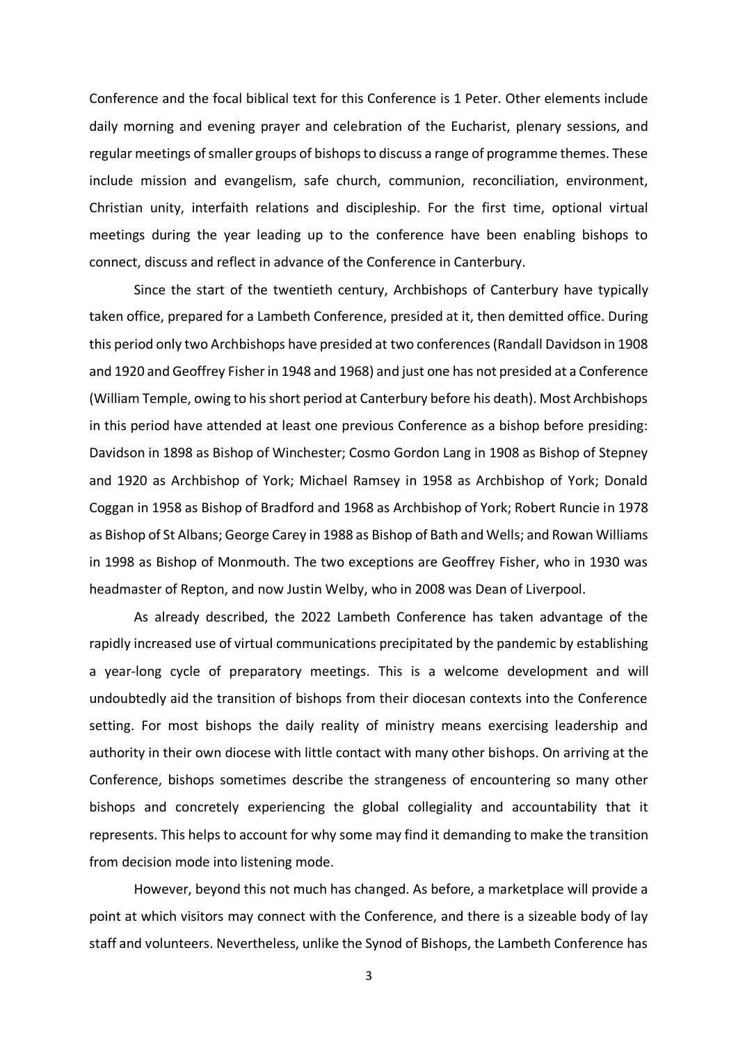Conference and the focal biblical text for this Conference is 1 Peter. Other elements include daily morning and evening prayer and celebration of the Eucharist, plenary sessions, and regular meetings of smaller groups of bishops to discuss a range of programme themes. These include mission and evangelism, safe church, communion, reconciliation, environment, Christian unity, interfaith relations and discipleship. For the first time, optional virtual meetings during the year leading up to the conference have been enabling bishops to connect, discuss and reflect in advance of the Conference in Canterbury.

Since the start of the twentieth century, Archbishops of Canterbury have typically taken office, prepared for a Lambeth Conference, presided at it, then demitted office. During this period only two Archbishops have presided at two conferences (Randall Davidson in 1908 and 1920 and Geoffrey Fisher in 1948 and 1968) and just one has not presided at a Conference (William Temple, owing to his short period at Canterbury before his death). Most Archbishops in this period have attended at least one previous Conference as a bishop before presiding: Davidson in 1898 as Bishop of Winchester; Cosmo Gordon Lang in 1908 as Bishop of Stepney and 1920 as Archbishop of York; Michael Ramsey in 1958 as Archbishop of York; Donald Coggan in 1958 as Bishop of Bradford and 1968 as Archbishop of York; Robert Runcie in 1978 as Bishop of St Albans; George Carey in 1988 as Bishop of Bath and Wells; and Rowan Williams in 1998 as Bishop of Monmouth. The two exceptions are Geoffrey Fisher, who in 1930 was headmaster of Repton, and now Justin Welby, who in 2008 was Dean of Liverpool.

As already described, the 2022 Lambeth Conference has taken advantage of the rapidly increased use of virtual communications precipitated by the pandemic by establishing a year-long cycle of preparatory meetings. This is a welcome development and will undoubtedly aid the transition of bishops from their diocesan contexts into the Conference setting. For most bishops the daily reality of ministry means exercising leadership and authority in their own diocese with little contact with many other bishops. On arriving at the Conference, bishops sometimes describe the strangeness of encountering so many other bishops and concretely experiencing the global collegiality and accountability that it represents. This helps to account for why some may find it demanding to make the transition from decision mode into listening mode.

However, beyond this not much has changed. As before, a marketplace will provide a point at which visitors may connect with the Conference, and there is a sizeable body of lay staff and volunteers. Nevertheless, unlike the Synod of Bishops, the Lambeth Conference has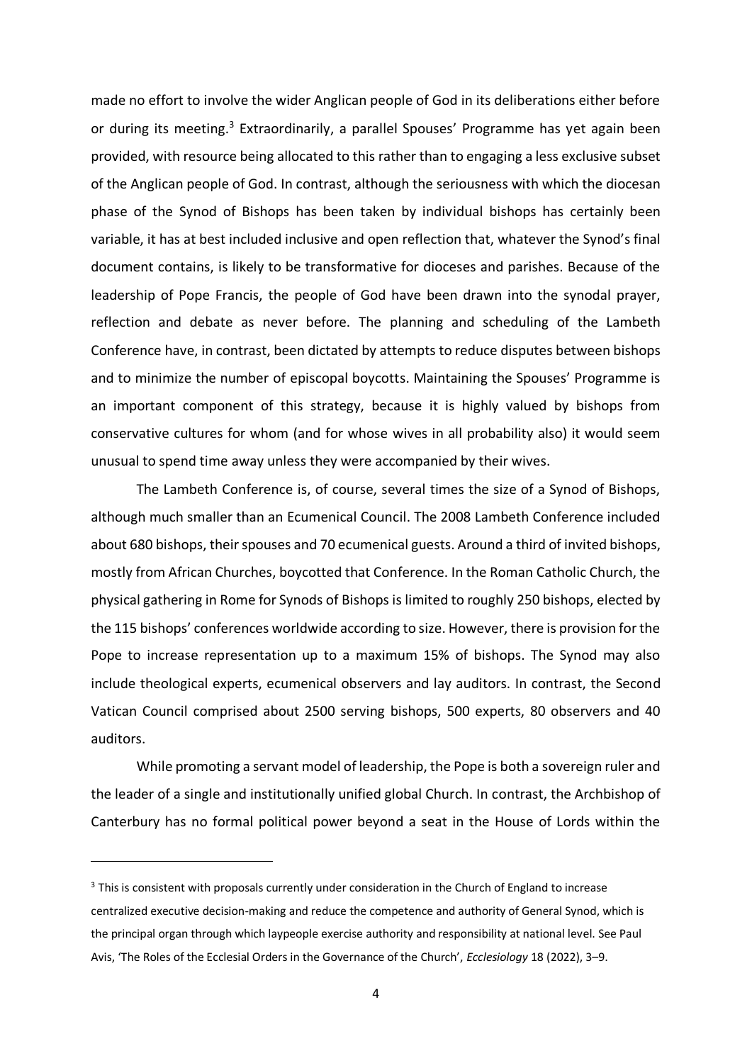made no effort to involve the wider Anglican people of God in its deliberations either before or during its meeting.[3] Extraordinarily, a parallel Spouses' Programme has yet again been provided, with resource being allocated to this rather than to engaging a less exclusive subset of the Anglican people of God. In contrast, although the seriousness with which the diocesan phase of the Synod of Bishops has been taken by individual bishops has certainly been variable, it has at best included inclusive and open reflection that, whatever the Synod's final document contains, is likely to be transformative for dioceses and parishes. Because of the leadership of Pope Francis, the people of God have been drawn into the synodal prayer, reflection and debate as never before. The planning and scheduling of the Lambeth Conference have, in contrast, been dictated by attempts to reduce disputes between bishops and to minimize the number of episcopal boycotts. Maintaining the Spouses' Programme is an important component of this strategy, because it is highly valued by bishops from conservative cultures for whom (and for whose wives in all probability also) it would seem unusual to spend time away unless they were accompanied by their wives.

The Lambeth Conference is, of course, several times the size of a Synod of Bishops, although much smaller than an Ecumenical Council. The 2008 Lambeth Conference included about 680 bishops, their spouses and 70 ecumenical guests. Around a third of invited bishops, mostly from African Churches, boycotted that Conference. In the Roman Catholic Church, the physical gathering in Rome for Synods of Bishops is limited to roughly 250 bishops, elected by the 115 bishops' conferences worldwide according to size. However, there is provision for the Pope to increase representation up to a maximum 15% of bishops. The Synod may also include theological experts, ecumenical observers and lay auditors. In contrast, the Second Vatican Council comprised about 2500 serving bishops, 500 experts, 80 observers and 40 auditors.

While promoting a servant model of leadership, the Pope is both a sovereign ruler and the leader of a single and institutionally unified global Church. In contrast, the Archbishop of Canterbury has no formal political power beyond a seat in the House of Lords within the

---

[3] This is consistent with proposals currently under consideration in the Church of England to increase centralized executive decision-making and reduce the competence and authority of General Synod, which is the principal organ through which laypeople exercise authority and responsibility at national level. See Paul Avis, 'The Roles of the Ecclesial Orders in the Governance of the Church', *Ecclesiology* 18 (2022), 3–9.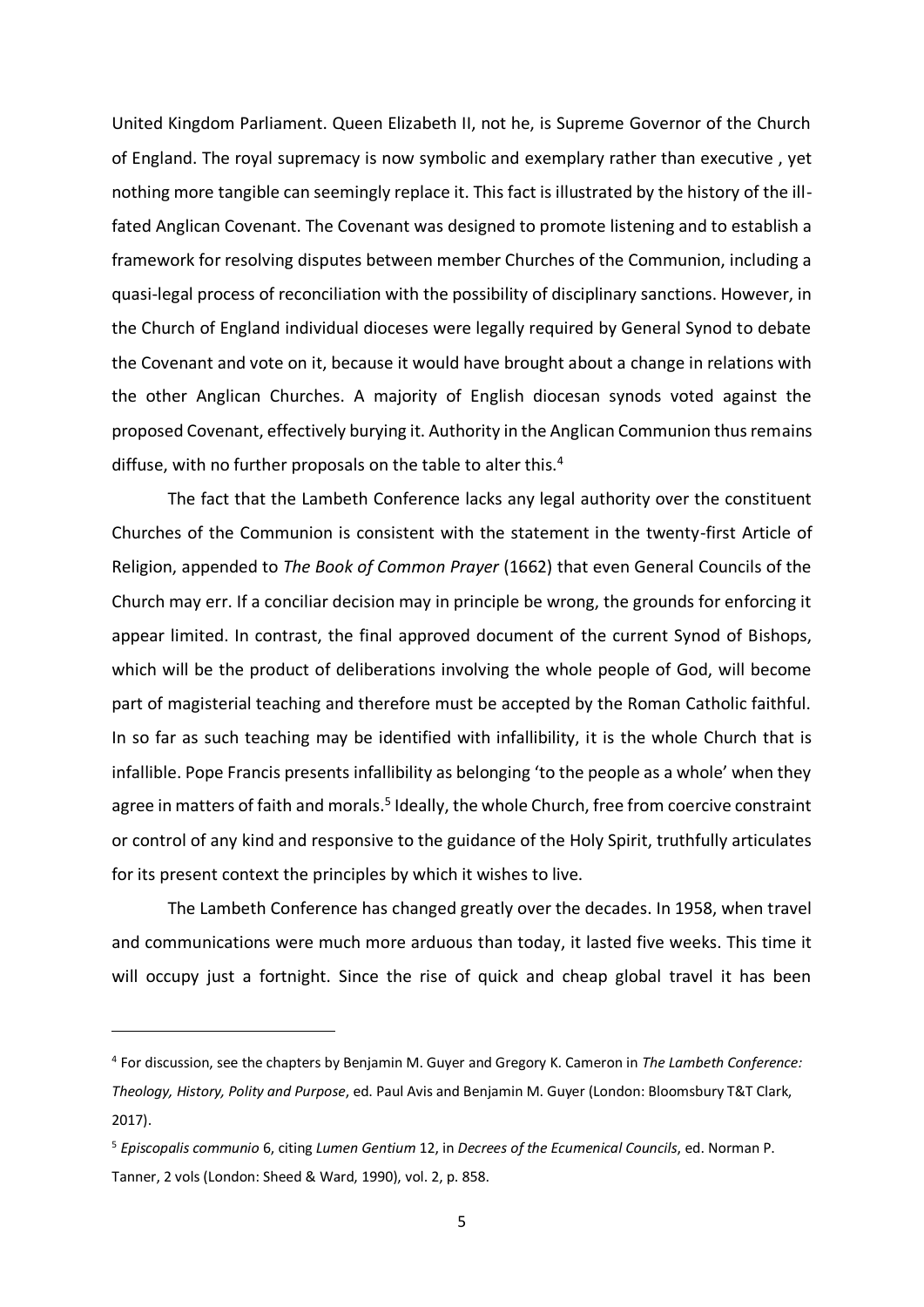United Kingdom Parliament. Queen Elizabeth II, not he, is Supreme Governor of the Church of England. The royal supremacy is now symbolic and exemplary rather than executive , yet nothing more tangible can seemingly replace it. This fact is illustrated by the history of the ill-fated Anglican Covenant. The Covenant was designed to promote listening and to establish a framework for resolving disputes between member Churches of the Communion, including a quasi-legal process of reconciliation with the possibility of disciplinary sanctions. However, in the Church of England individual dioceses were legally required by General Synod to debate the Covenant and vote on it, because it would have brought about a change in relations with the other Anglican Churches. A majority of English diocesan synods voted against the proposed Covenant, effectively burying it. Authority in the Anglican Communion thus remains diffuse, with no further proposals on the table to alter this.[4]

The fact that the Lambeth Conference lacks any legal authority over the constituent Churches of the Communion is consistent with the statement in the twenty-first Article of Religion, appended to *The Book of Common Prayer* (1662) that even General Councils of the Church may err. If a conciliar decision may in principle be wrong, the grounds for enforcing it appear limited. In contrast, the final approved document of the current Synod of Bishops, which will be the product of deliberations involving the whole people of God, will become part of magisterial teaching and therefore must be accepted by the Roman Catholic faithful. In so far as such teaching may be identified with infallibility, it is the whole Church that is infallible. Pope Francis presents infallibility as belonging 'to the people as a whole' when they agree in matters of faith and morals.[5] Ideally, the whole Church, free from coercive constraint or control of any kind and responsive to the guidance of the Holy Spirit, truthfully articulates for its present context the principles by which it wishes to live.

The Lambeth Conference has changed greatly over the decades. In 1958, when travel and communications were much more arduous than today, it lasted five weeks. This time it will occupy just a fortnight. Since the rise of quick and cheap global travel it has been

---

[4] For discussion, see the chapters by Benjamin M. Guyer and Gregory K. Cameron in *The Lambeth Conference: Theology, History, Polity and Purpose*, ed. Paul Avis and Benjamin M. Guyer (London: Bloomsbury T&T Clark, 2017).

[5] *Episcopalis communio* 6, citing *Lumen Gentium* 12, in *Decrees of the Ecumenical Councils*, ed. Norman P. Tanner, 2 vols (London: Sheed & Ward, 1990), vol. 2, p. 858.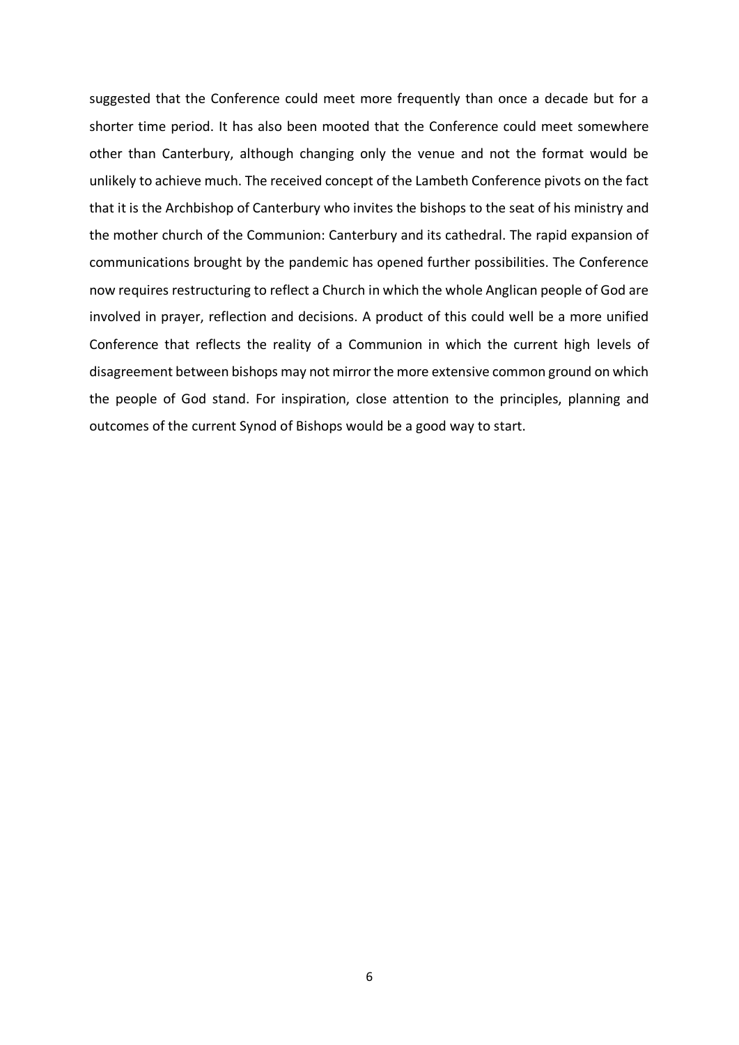suggested that the Conference could meet more frequently than once a decade but for a shorter time period. It has also been mooted that the Conference could meet somewhere other than Canterbury, although changing only the venue and not the format would be unlikely to achieve much. The received concept of the Lambeth Conference pivots on the fact that it is the Archbishop of Canterbury who invites the bishops to the seat of his ministry and the mother church of the Communion: Canterbury and its cathedral. The rapid expansion of communications brought by the pandemic has opened further possibilities. The Conference now requires restructuring to reflect a Church in which the whole Anglican people of God are involved in prayer, reflection and decisions. A product of this could well be a more unified Conference that reflects the reality of a Communion in which the current high levels of disagreement between bishops may not mirror the more extensive common ground on which the people of God stand. For inspiration, close attention to the principles, planning and outcomes of the current Synod of Bishops would be a good way to start.